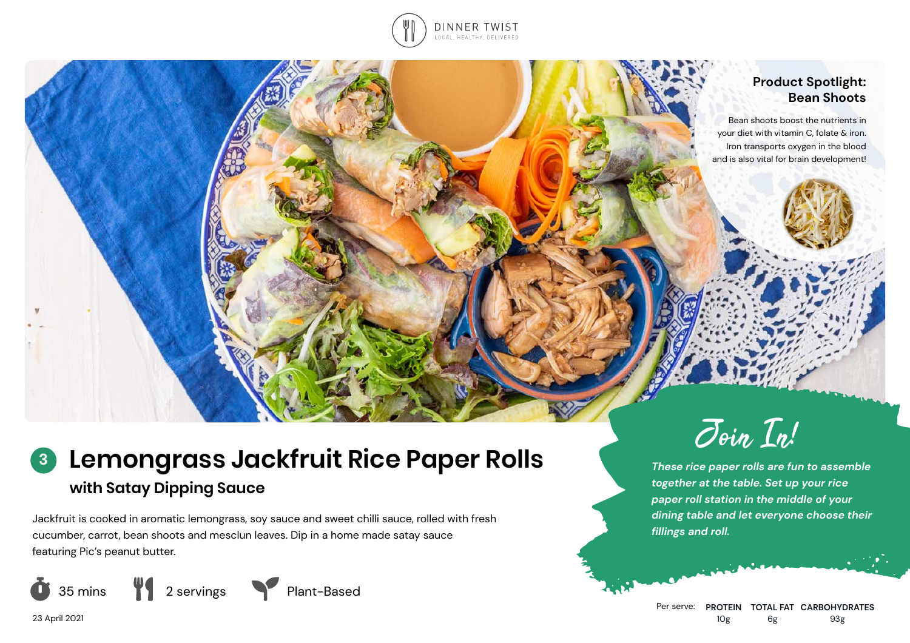DINNER TWIST

LOCAL, HEALTHY, DELIVERED

## Product Spotlight: Bean Shoots

Bean shoots boost the nutrients in your diet with vitamin C, folate & iron. Iron transports oxygen in the blood and is also vital for brain development!

# 3 Lemongrass Jackfruit Rice Paper Rolls

## with Satay Dipping Sauce

Jackfruit is cooked in aromatic lemongrass, soy sauce and sweet chilli sauce, rolled with fresh cucumber, carrot, bean shoots and mesclun leaves. Dip in a home made satay sauce featuring Pic's peanut butter.

35 mins | 2 servings | Plant-Based

23 April 2021

## Join In!

*These rice paper rolls are fun to assemble together at the table. Set up your rice paper roll station in the middle of your dining table and let everyone choose their fillings and roll.*

| Per serve: | PROTEIN | TOTAL FAT | CARBOHYDRATES |
|---|---|---|---|
| | 10g | 6g | 93g |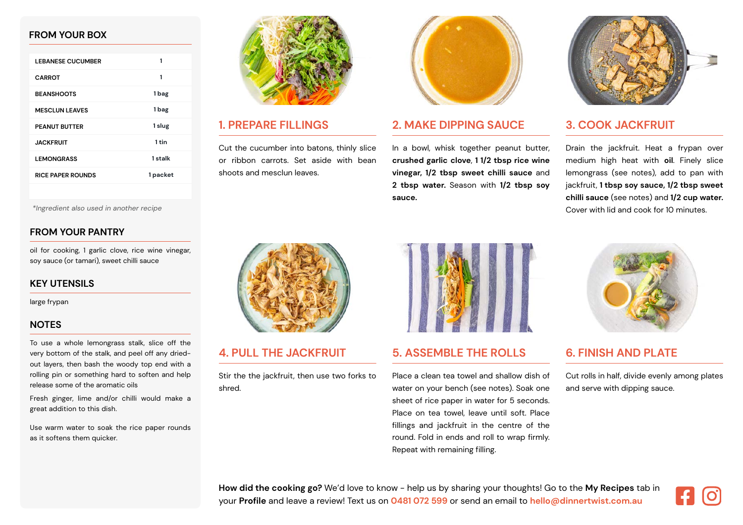## FROM YOUR BOX

| | |
|---|---|
| LEBANESE CUCUMBER | 1 |
| CARROT | 1 |
| BEANSHOOTS | 1 bag |
| MESCLUN LEAVES | 1 bag |
| PEANUT BUTTER | 1 slug |
| JACKFRUIT | 1 tin |
| LEMONGRASS | 1 stalk |
| RICE PAPER ROUNDS | 1 packet |

*Ingredient also used in another recipe*

## FROM YOUR PANTRY

oil for cooking, 1 garlic clove, rice wine vinegar, soy sauce (or tamari), sweet chilli sauce

## KEY UTENSILS

large frypan

## NOTES

To use a whole lemongrass stalk, slice off the very bottom of the stalk, and peel off any dried-out layers, then bash the woody top end with a rolling pin or something hard to soften and help release some of the aromatic oils

Fresh ginger, lime and/or chilli would make a great addition to this dish.

Use warm water to soak the rice paper rounds as it softens them quicker.

## 1. PREPARE FILLINGS

Cut the cucumber into batons, thinly slice or ribbon carrots. Set aside with bean shoots and mesclun leaves.

## 2. MAKE DIPPING SAUCE

In a bowl, whisk together peanut butter, **crushed garlic clove**, **1 1/2 tbsp rice wine vinegar**, **1/2 tbsp sweet chilli sauce** and **2 tbsp water.** Season with **1/2 tbsp soy sauce.**

## 3. COOK JACKFRUIT

Drain the jackfruit. Heat a frypan over medium high heat with **oil**. Finely slice lemongrass (see notes), add to pan with jackfruit, **1 tbsp soy sauce, 1/2 tbsp sweet chilli sauce** (see notes) and **1/2 cup water.** Cover with lid and cook for 10 minutes.

## 4. PULL THE JACKFRUIT

Stir the the jackfruit, then use two forks to shred.

## 5. ASSEMBLE THE ROLLS

Place a clean tea towel and shallow dish of water on your bench (see notes). Soak one sheet of rice paper in water for 5 seconds. Place on tea towel, leave until soft. Place fillings and jackfruit in the centre of the round. Fold in ends and roll to wrap firmly. Repeat with remaining filling.

## 6. FINISH AND PLATE

Cut rolls in half, divide evenly among plates and serve with dipping sauce.

**How did the cooking go?** We'd love to know - help us by sharing your thoughts! Go to the **My Recipes** tab in your **Profile** and leave a review! Text us on 0481 072 599 or send an email to hello@dinnertwist.com.au